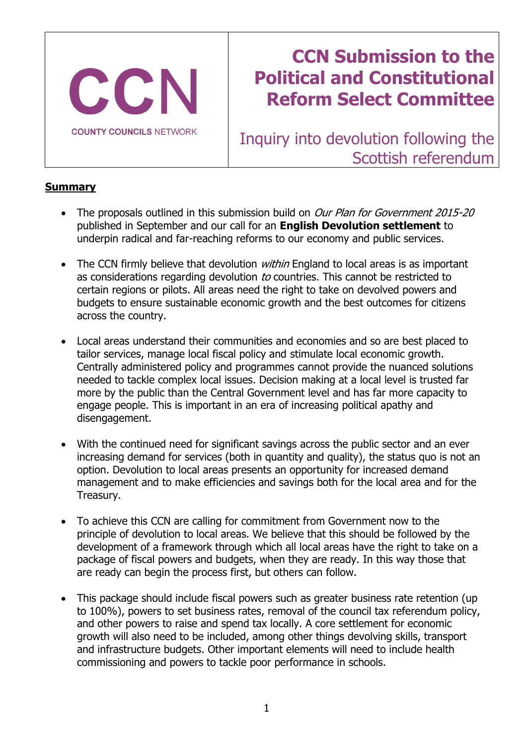CCN

COUNTY COUNCILS NETWORK

# CCN Submission to the Political and Constitutional Reform Select Committee

## Inquiry into devolution following the Scottish referendum

**Summary**

- The proposals outlined in this submission build on *Our Plan for Government 2015-20* published in September and our call for an **English Devolution settlement** to underpin radical and far-reaching reforms to our economy and public services.

- The CCN firmly believe that devolution *within* England to local areas is as important as considerations regarding devolution *to* countries. This cannot be restricted to certain regions or pilots. All areas need the right to take on devolved powers and budgets to ensure sustainable economic growth and the best outcomes for citizens across the country.

- Local areas understand their communities and economies and so are best placed to tailor services, manage local fiscal policy and stimulate local economic growth. Centrally administered policy and programmes cannot provide the nuanced solutions needed to tackle complex local issues. Decision making at a local level is trusted far more by the public than the Central Government level and has far more capacity to engage people. This is important in an era of increasing political apathy and disengagement.

- With the continued need for significant savings across the public sector and an ever increasing demand for services (both in quantity and quality), the status quo is not an option. Devolution to local areas presents an opportunity for increased demand management and to make efficiencies and savings both for the local area and for the Treasury.

- To achieve this CCN are calling for commitment from Government now to the principle of devolution to local areas. We believe that this should be followed by the development of a framework through which all local areas have the right to take on a package of fiscal powers and budgets, when they are ready. In this way those that are ready can begin the process first, but others can follow.

- This package should include fiscal powers such as greater business rate retention (up to 100%), powers to set business rates, removal of the council tax referendum policy, and other powers to raise and spend tax locally. A core settlement for economic growth will also need to be included, among other things devolving skills, transport and infrastructure budgets. Other important elements will need to include health commissioning and powers to tackle poor performance in schools.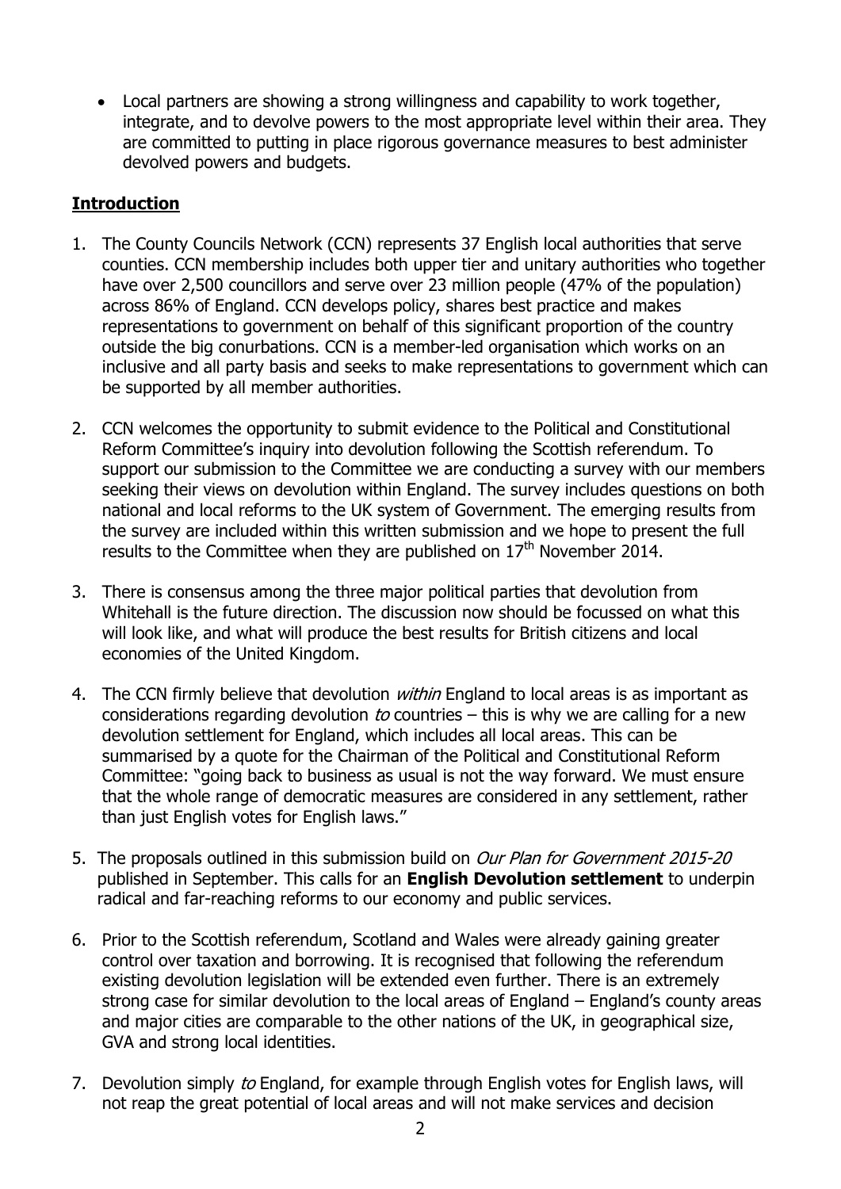- Local partners are showing a strong willingness and capability to work together, integrate, and to devolve powers to the most appropriate level within their area. They are committed to putting in place rigorous governance measures to best administer devolved powers and budgets.

## Introduction

1. The County Councils Network (CCN) represents 37 English local authorities that serve counties. CCN membership includes both upper tier and unitary authorities who together have over 2,500 councillors and serve over 23 million people (47% of the population) across 86% of England. CCN develops policy, shares best practice and makes representations to government on behalf of this significant proportion of the country outside the big conurbations. CCN is a member-led organisation which works on an inclusive and all party basis and seeks to make representations to government which can be supported by all member authorities.

2. CCN welcomes the opportunity to submit evidence to the Political and Constitutional Reform Committee's inquiry into devolution following the Scottish referendum. To support our submission to the Committee we are conducting a survey with our members seeking their views on devolution within England. The survey includes questions on both national and local reforms to the UK system of Government. The emerging results from the survey are included within this written submission and we hope to present the full results to the Committee when they are published on 17th November 2014.

3. There is consensus among the three major political parties that devolution from Whitehall is the future direction. The discussion now should be focussed on what this will look like, and what will produce the best results for British citizens and local economies of the United Kingdom.

4. The CCN firmly believe that devolution *within* England to local areas is as important as considerations regarding devolution *to* countries – this is why we are calling for a new devolution settlement for England, which includes all local areas. This can be summarised by a quote for the Chairman of the Political and Constitutional Reform Committee: "going back to business as usual is not the way forward. We must ensure that the whole range of democratic measures are considered in any settlement, rather than just English votes for English laws."

5. The proposals outlined in this submission build on *Our Plan for Government 2015-20* published in September. This calls for an **English Devolution settlement** to underpin radical and far-reaching reforms to our economy and public services.

6. Prior to the Scottish referendum, Scotland and Wales were already gaining greater control over taxation and borrowing. It is recognised that following the referendum existing devolution legislation will be extended even further. There is an extremely strong case for similar devolution to the local areas of England – England's county areas and major cities are comparable to the other nations of the UK, in geographical size, GVA and strong local identities.

7. Devolution simply *to* England, for example through English votes for English laws, will not reap the great potential of local areas and will not make services and decision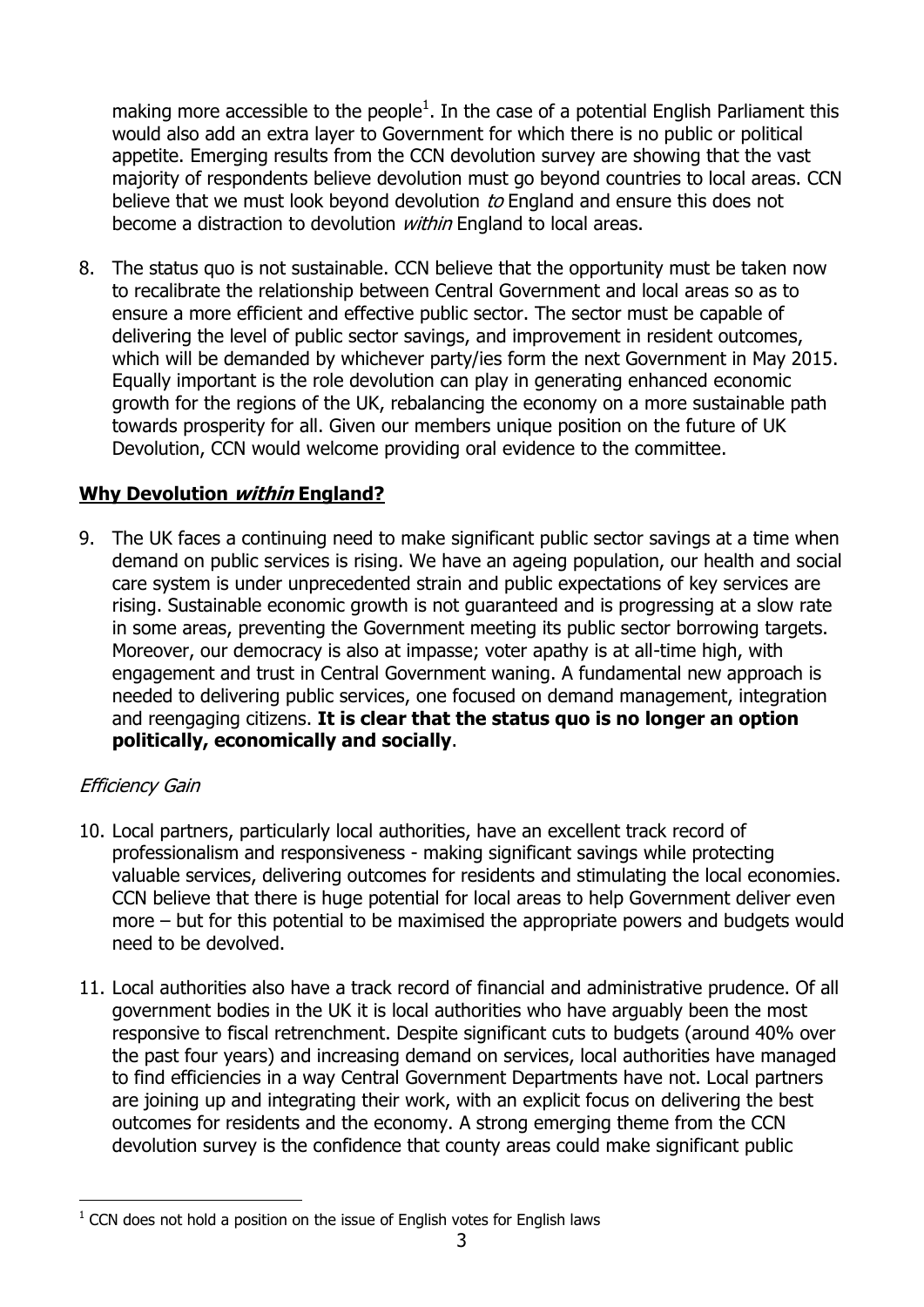making more accessible to the people[1]. In the case of a potential English Parliament this would also add an extra layer to Government for which there is no public or political appetite. Emerging results from the CCN devolution survey are showing that the vast majority of respondents believe devolution must go beyond countries to local areas. CCN believe that we must look beyond devolution *to* England and ensure this does not become a distraction to devolution *within* England to local areas.

8. The status quo is not sustainable. CCN believe that the opportunity must be taken now to recalibrate the relationship between Central Government and local areas so as to ensure a more efficient and effective public sector. The sector must be capable of delivering the level of public sector savings, and improvement in resident outcomes, which will be demanded by whichever party/ies form the next Government in May 2015. Equally important is the role devolution can play in generating enhanced economic growth for the regions of the UK, rebalancing the economy on a more sustainable path towards prosperity for all. Given our members unique position on the future of UK Devolution, CCN would welcome providing oral evidence to the committee.

## Why Devolution *within* England?

9. The UK faces a continuing need to make significant public sector savings at a time when demand on public services is rising. We have an ageing population, our health and social care system is under unprecedented strain and public expectations of key services are rising. Sustainable economic growth is not guaranteed and is progressing at a slow rate in some areas, preventing the Government meeting its public sector borrowing targets. Moreover, our democracy is also at impasse; voter apathy is at all-time high, with engagement and trust in Central Government waning. A fundamental new approach is needed to delivering public services, one focused on demand management, integration and reengaging citizens. **It is clear that the status quo is no longer an option politically, economically and socially**.

*Efficiency Gain*

10. Local partners, particularly local authorities, have an excellent track record of professionalism and responsiveness - making significant savings while protecting valuable services, delivering outcomes for residents and stimulating the local economies. CCN believe that there is huge potential for local areas to help Government deliver even more – but for this potential to be maximised the appropriate powers and budgets would need to be devolved.

11. Local authorities also have a track record of financial and administrative prudence. Of all government bodies in the UK it is local authorities who have arguably been the most responsive to fiscal retrenchment. Despite significant cuts to budgets (around 40% over the past four years) and increasing demand on services, local authorities have managed to find efficiencies in a way Central Government Departments have not. Local partners are joining up and integrating their work, with an explicit focus on delivering the best outcomes for residents and the economy. A strong emerging theme from the CCN devolution survey is the confidence that county areas could make significant public

---

[1] CCN does not hold a position on the issue of English votes for English laws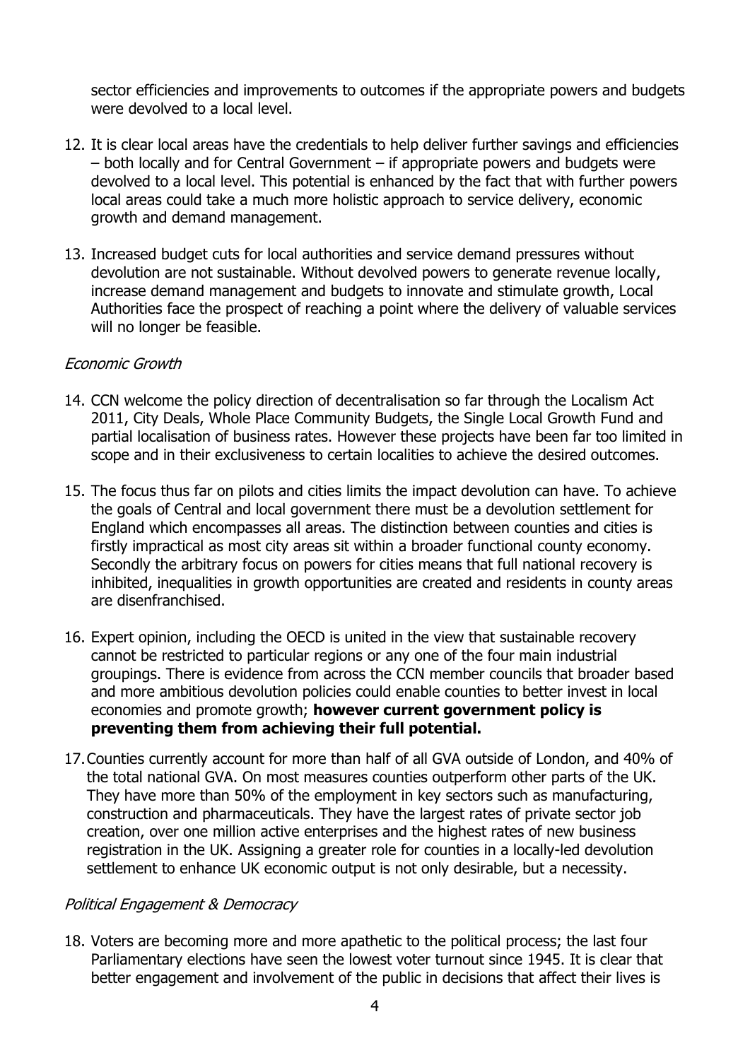sector efficiencies and improvements to outcomes if the appropriate powers and budgets were devolved to a local level.

12. It is clear local areas have the credentials to help deliver further savings and efficiencies – both locally and for Central Government – if appropriate powers and budgets were devolved to a local level. This potential is enhanced by the fact that with further powers local areas could take a much more holistic approach to service delivery, economic growth and demand management.

13. Increased budget cuts for local authorities and service demand pressures without devolution are not sustainable. Without devolved powers to generate revenue locally, increase demand management and budgets to innovate and stimulate growth, Local Authorities face the prospect of reaching a point where the delivery of valuable services will no longer be feasible.

*Economic Growth*

14. CCN welcome the policy direction of decentralisation so far through the Localism Act 2011, City Deals, Whole Place Community Budgets, the Single Local Growth Fund and partial localisation of business rates. However these projects have been far too limited in scope and in their exclusiveness to certain localities to achieve the desired outcomes.

15. The focus thus far on pilots and cities limits the impact devolution can have. To achieve the goals of Central and local government there must be a devolution settlement for England which encompasses all areas. The distinction between counties and cities is firstly impractical as most city areas sit within a broader functional county economy. Secondly the arbitrary focus on powers for cities means that full national recovery is inhibited, inequalities in growth opportunities are created and residents in county areas are disenfranchised.

16. Expert opinion, including the OECD is united in the view that sustainable recovery cannot be restricted to particular regions or any one of the four main industrial groupings. There is evidence from across the CCN member councils that broader based and more ambitious devolution policies could enable counties to better invest in local economies and promote growth; **however current government policy is preventing them from achieving their full potential.**

17. Counties currently account for more than half of all GVA outside of London, and 40% of the total national GVA. On most measures counties outperform other parts of the UK. They have more than 50% of the employment in key sectors such as manufacturing, construction and pharmaceuticals. They have the largest rates of private sector job creation, over one million active enterprises and the highest rates of new business registration in the UK. Assigning a greater role for counties in a locally-led devolution settlement to enhance UK economic output is not only desirable, but a necessity.

*Political Engagement & Democracy*

18. Voters are becoming more and more apathetic to the political process; the last four Parliamentary elections have seen the lowest voter turnout since 1945. It is clear that better engagement and involvement of the public in decisions that affect their lives is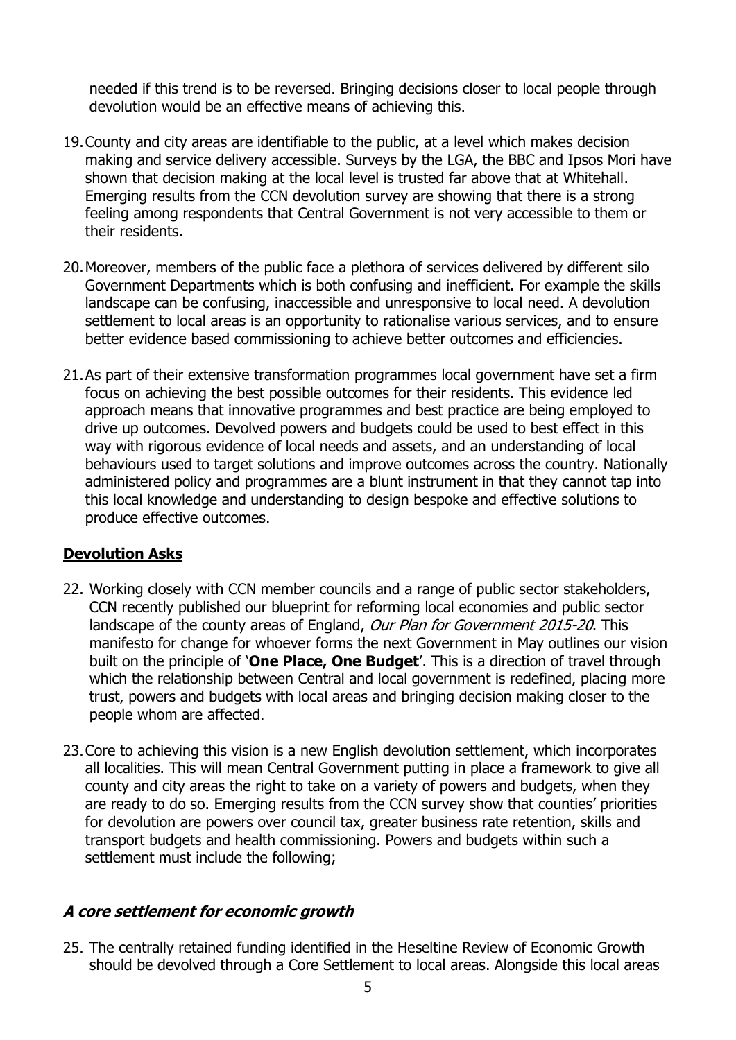needed if this trend is to be reversed. Bringing decisions closer to local people through devolution would be an effective means of achieving this.

19. County and city areas are identifiable to the public, at a level which makes decision making and service delivery accessible. Surveys by the LGA, the BBC and Ipsos Mori have shown that decision making at the local level is trusted far above that at Whitehall. Emerging results from the CCN devolution survey are showing that there is a strong feeling among respondents that Central Government is not very accessible to them or their residents.

20. Moreover, members of the public face a plethora of services delivered by different silo Government Departments which is both confusing and inefficient. For example the skills landscape can be confusing, inaccessible and unresponsive to local need. A devolution settlement to local areas is an opportunity to rationalise various services, and to ensure better evidence based commissioning to achieve better outcomes and efficiencies.

21. As part of their extensive transformation programmes local government have set a firm focus on achieving the best possible outcomes for their residents. This evidence led approach means that innovative programmes and best practice are being employed to drive up outcomes. Devolved powers and budgets could be used to best effect in this way with rigorous evidence of local needs and assets, and an understanding of local behaviours used to target solutions and improve outcomes across the country. Nationally administered policy and programmes are a blunt instrument in that they cannot tap into this local knowledge and understanding to design bespoke and effective solutions to produce effective outcomes.

## Devolution Asks

22. Working closely with CCN member councils and a range of public sector stakeholders, CCN recently published our blueprint for reforming local economies and public sector landscape of the county areas of England, *Our Plan for Government 2015-20*. This manifesto for change for whoever forms the next Government in May outlines our vision built on the principle of '**One Place, One Budget**'. This is a direction of travel through which the relationship between Central and local government is redefined, placing more trust, powers and budgets with local areas and bringing decision making closer to the people whom are affected.

23. Core to achieving this vision is a new English devolution settlement, which incorporates all localities. This will mean Central Government putting in place a framework to give all county and city areas the right to take on a variety of powers and budgets, when they are ready to do so. Emerging results from the CCN survey show that counties' priorities for devolution are powers over council tax, greater business rate retention, skills and transport budgets and health commissioning. Powers and budgets within such a settlement must include the following;

### *A core settlement for economic growth*

25. The centrally retained funding identified in the Heseltine Review of Economic Growth should be devolved through a Core Settlement to local areas. Alongside this local areas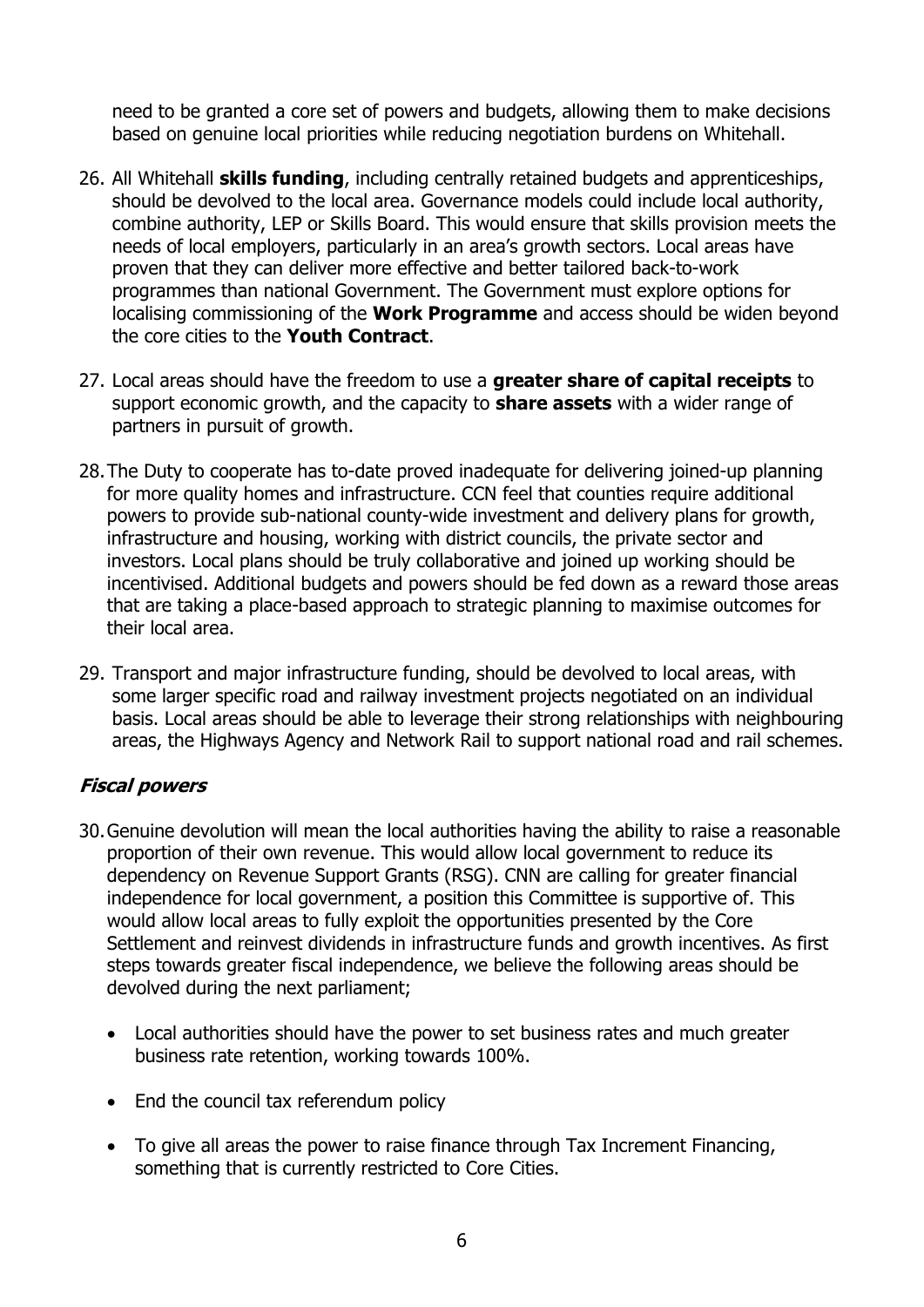need to be granted a core set of powers and budgets, allowing them to make decisions based on genuine local priorities while reducing negotiation burdens on Whitehall.

26. All Whitehall **skills funding**, including centrally retained budgets and apprenticeships, should be devolved to the local area. Governance models could include local authority, combine authority, LEP or Skills Board. This would ensure that skills provision meets the needs of local employers, particularly in an area's growth sectors. Local areas have proven that they can deliver more effective and better tailored back-to-work programmes than national Government. The Government must explore options for localising commissioning of the **Work Programme** and access should be widen beyond the core cities to the **Youth Contract**.

27. Local areas should have the freedom to use a **greater share of capital receipts** to support economic growth, and the capacity to **share assets** with a wider range of partners in pursuit of growth.

28. The Duty to cooperate has to-date proved inadequate for delivering joined-up planning for more quality homes and infrastructure. CCN feel that counties require additional powers to provide sub-national county-wide investment and delivery plans for growth, infrastructure and housing, working with district councils, the private sector and investors. Local plans should be truly collaborative and joined up working should be incentivised. Additional budgets and powers should be fed down as a reward those areas that are taking a place-based approach to strategic planning to maximise outcomes for their local area.

29. Transport and major infrastructure funding, should be devolved to local areas, with some larger specific road and railway investment projects negotiated on an individual basis. Local areas should be able to leverage their strong relationships with neighbouring areas, the Highways Agency and Network Rail to support national road and rail schemes.

### *Fiscal powers*

30. Genuine devolution will mean the local authorities having the ability to raise a reasonable proportion of their own revenue. This would allow local government to reduce its dependency on Revenue Support Grants (RSG). CNN are calling for greater financial independence for local government, a position this Committee is supportive of. This would allow local areas to fully exploit the opportunities presented by the Core Settlement and reinvest dividends in infrastructure funds and growth incentives. As first steps towards greater fiscal independence, we believe the following areas should be devolved during the next parliament;

    - Local authorities should have the power to set business rates and much greater business rate retention, working towards 100%.
    - End the council tax referendum policy
    - To give all areas the power to raise finance through Tax Increment Financing, something that is currently restricted to Core Cities.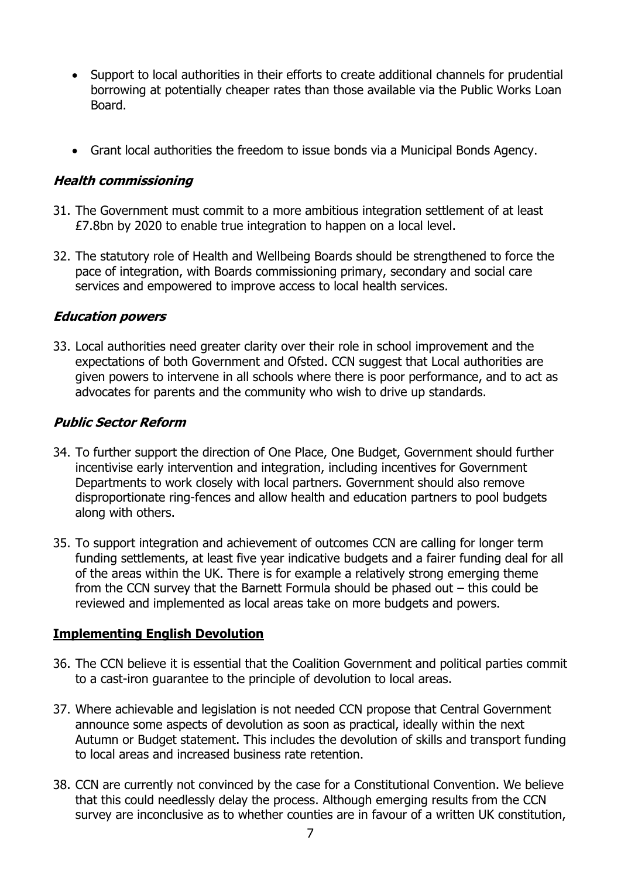- Support to local authorities in their efforts to create additional channels for prudential borrowing at potentially cheaper rates than those available via the Public Works Loan Board.

- Grant local authorities the freedom to issue bonds via a Municipal Bonds Agency.

### *Health commissioning*

31. The Government must commit to a more ambitious integration settlement of at least £7.8bn by 2020 to enable true integration to happen on a local level.

32. The statutory role of Health and Wellbeing Boards should be strengthened to force the pace of integration, with Boards commissioning primary, secondary and social care services and empowered to improve access to local health services.

### *Education powers*

33. Local authorities need greater clarity over their role in school improvement and the expectations of both Government and Ofsted. CCN suggest that Local authorities are given powers to intervene in all schools where there is poor performance, and to act as advocates for parents and the community who wish to drive up standards.

### *Public Sector Reform*

34. To further support the direction of One Place, One Budget, Government should further incentivise early intervention and integration, including incentives for Government Departments to work closely with local partners. Government should also remove disproportionate ring-fences and allow health and education partners to pool budgets along with others.

35. To support integration and achievement of outcomes CCN are calling for longer term funding settlements, at least five year indicative budgets and a fairer funding deal for all of the areas within the UK. There is for example a relatively strong emerging theme from the CCN survey that the Barnett Formula should be phased out – this could be reviewed and implemented as local areas take on more budgets and powers.

## Implementing English Devolution

36. The CCN believe it is essential that the Coalition Government and political parties commit to a cast-iron guarantee to the principle of devolution to local areas.

37. Where achievable and legislation is not needed CCN propose that Central Government announce some aspects of devolution as soon as practical, ideally within the next Autumn or Budget statement. This includes the devolution of skills and transport funding to local areas and increased business rate retention.

38. CCN are currently not convinced by the case for a Constitutional Convention. We believe that this could needlessly delay the process. Although emerging results from the CCN survey are inconclusive as to whether counties are in favour of a written UK constitution,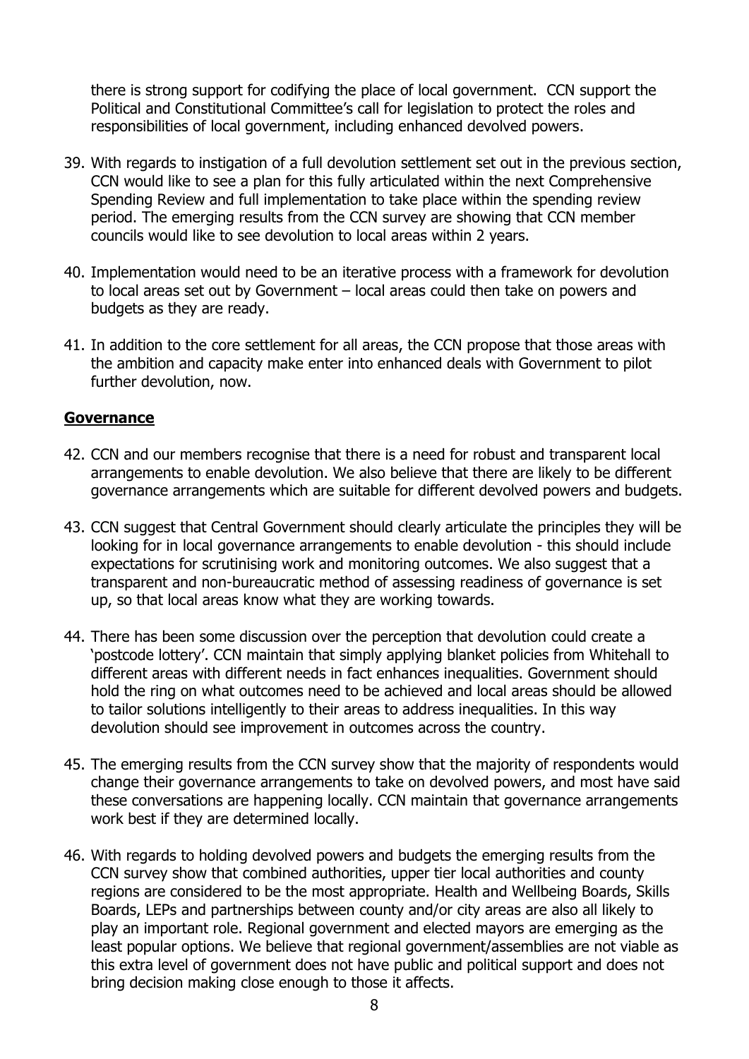there is strong support for codifying the place of local government. CCN support the Political and Constitutional Committee's call for legislation to protect the roles and responsibilities of local government, including enhanced devolved powers.

39. With regards to instigation of a full devolution settlement set out in the previous section, CCN would like to see a plan for this fully articulated within the next Comprehensive Spending Review and full implementation to take place within the spending review period. The emerging results from the CCN survey are showing that CCN member councils would like to see devolution to local areas within 2 years.

40. Implementation would need to be an iterative process with a framework for devolution to local areas set out by Government – local areas could then take on powers and budgets as they are ready.

41. In addition to the core settlement for all areas, the CCN propose that those areas with the ambition and capacity make enter into enhanced deals with Government to pilot further devolution, now.

## Governance

42. CCN and our members recognise that there is a need for robust and transparent local arrangements to enable devolution. We also believe that there are likely to be different governance arrangements which are suitable for different devolved powers and budgets.

43. CCN suggest that Central Government should clearly articulate the principles they will be looking for in local governance arrangements to enable devolution - this should include expectations for scrutinising work and monitoring outcomes. We also suggest that a transparent and non-bureaucratic method of assessing readiness of governance is set up, so that local areas know what they are working towards.

44. There has been some discussion over the perception that devolution could create a 'postcode lottery'. CCN maintain that simply applying blanket policies from Whitehall to different areas with different needs in fact enhances inequalities. Government should hold the ring on what outcomes need to be achieved and local areas should be allowed to tailor solutions intelligently to their areas to address inequalities. In this way devolution should see improvement in outcomes across the country.

45. The emerging results from the CCN survey show that the majority of respondents would change their governance arrangements to take on devolved powers, and most have said these conversations are happening locally. CCN maintain that governance arrangements work best if they are determined locally.

46. With regards to holding devolved powers and budgets the emerging results from the CCN survey show that combined authorities, upper tier local authorities and county regions are considered to be the most appropriate. Health and Wellbeing Boards, Skills Boards, LEPs and partnerships between county and/or city areas are also all likely to play an important role. Regional government and elected mayors are emerging as the least popular options. We believe that regional government/assemblies are not viable as this extra level of government does not have public and political support and does not bring decision making close enough to those it affects.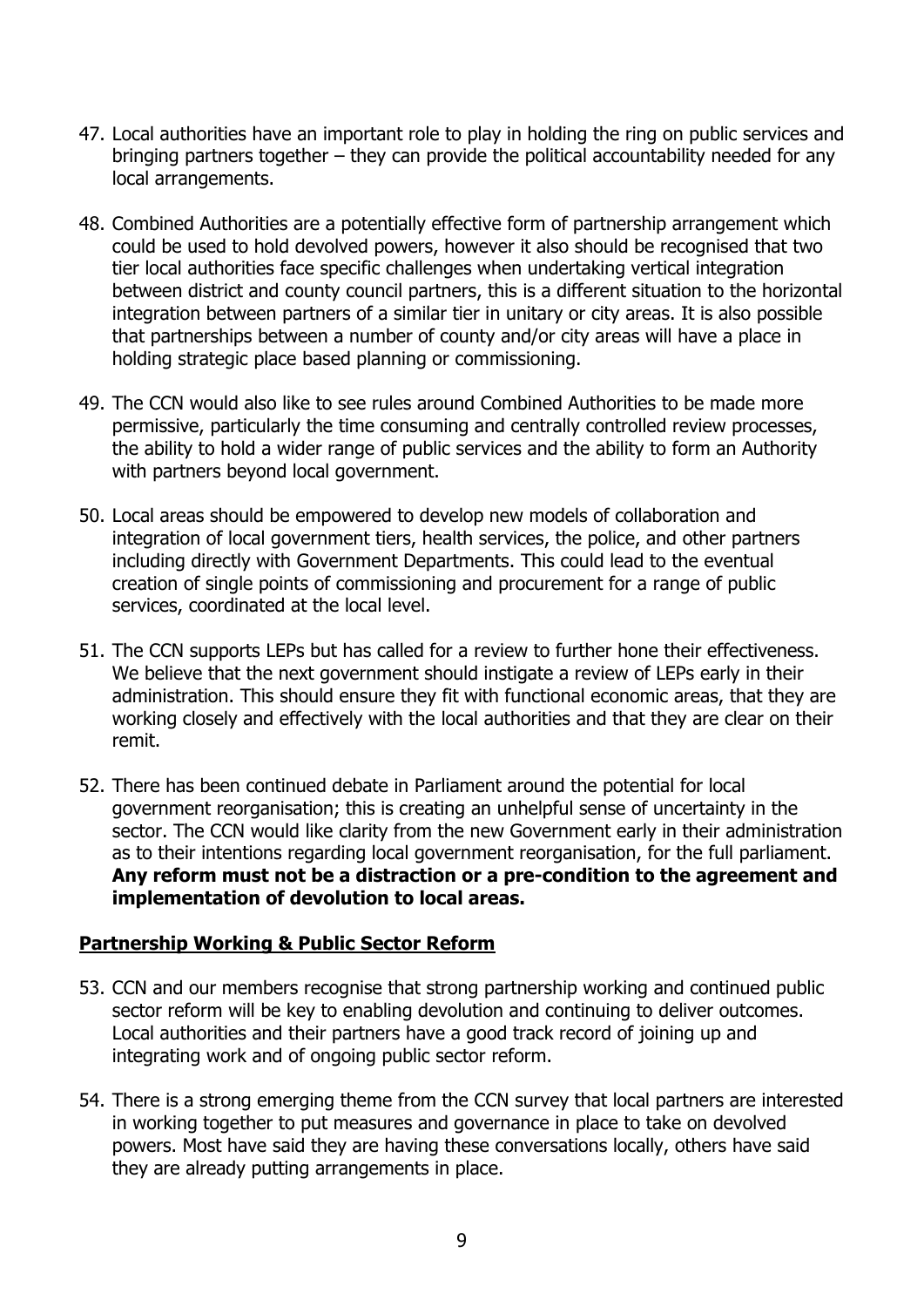47. Local authorities have an important role to play in holding the ring on public services and bringing partners together – they can provide the political accountability needed for any local arrangements.

48. Combined Authorities are a potentially effective form of partnership arrangement which could be used to hold devolved powers, however it also should be recognised that two tier local authorities face specific challenges when undertaking vertical integration between district and county council partners, this is a different situation to the horizontal integration between partners of a similar tier in unitary or city areas. It is also possible that partnerships between a number of county and/or city areas will have a place in holding strategic place based planning or commissioning.

49. The CCN would also like to see rules around Combined Authorities to be made more permissive, particularly the time consuming and centrally controlled review processes, the ability to hold a wider range of public services and the ability to form an Authority with partners beyond local government.

50. Local areas should be empowered to develop new models of collaboration and integration of local government tiers, health services, the police, and other partners including directly with Government Departments. This could lead to the eventual creation of single points of commissioning and procurement for a range of public services, coordinated at the local level.

51. The CCN supports LEPs but has called for a review to further hone their effectiveness. We believe that the next government should instigate a review of LEPs early in their administration. This should ensure they fit with functional economic areas, that they are working closely and effectively with the local authorities and that they are clear on their remit.

52. There has been continued debate in Parliament around the potential for local government reorganisation; this is creating an unhelpful sense of uncertainty in the sector. The CCN would like clarity from the new Government early in their administration as to their intentions regarding local government reorganisation, for the full parliament. **Any reform must not be a distraction or a pre-condition to the agreement and implementation of devolution to local areas.**

## Partnership Working & Public Sector Reform

53. CCN and our members recognise that strong partnership working and continued public sector reform will be key to enabling devolution and continuing to deliver outcomes. Local authorities and their partners have a good track record of joining up and integrating work and of ongoing public sector reform.

54. There is a strong emerging theme from the CCN survey that local partners are interested in working together to put measures and governance in place to take on devolved powers. Most have said they are having these conversations locally, others have said they are already putting arrangements in place.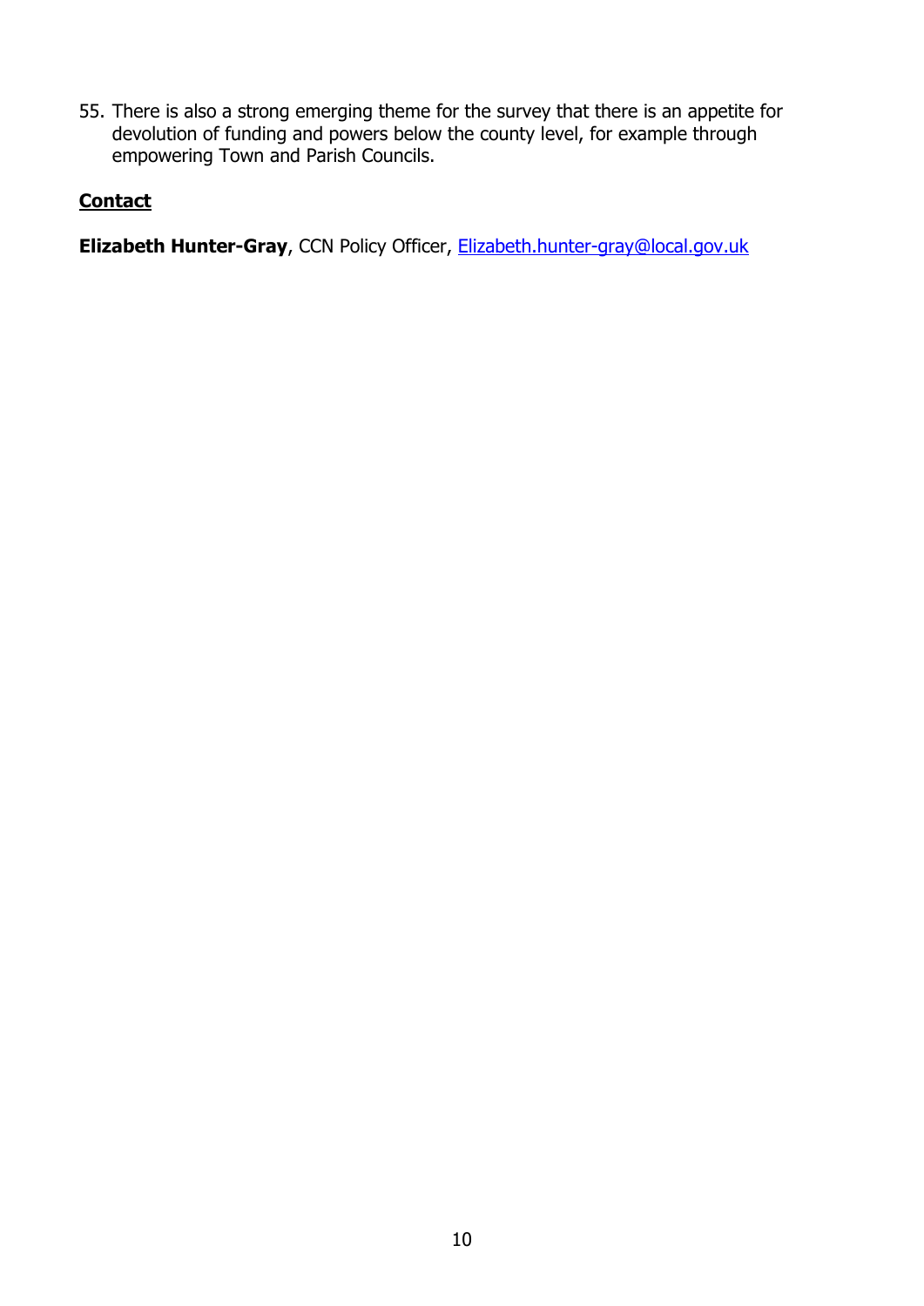55. There is also a strong emerging theme for the survey that there is an appetite for devolution of funding and powers below the county level, for example through empowering Town and Parish Councils.

**Contact**

**Elizabeth Hunter-Gray**, CCN Policy Officer, Elizabeth.hunter-gray@local.gov.uk